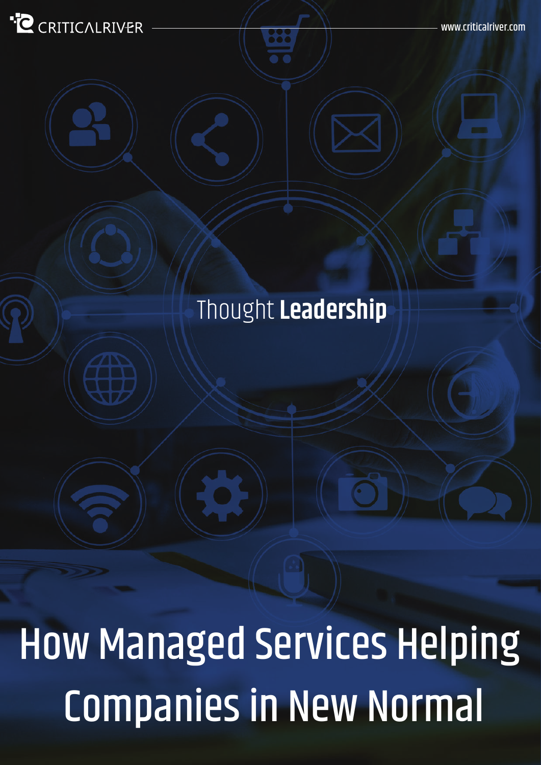CRITICALRIVER

www.criticalriver.com

Thought **Leadership**

# How Managed Services Helping Companies in New Normal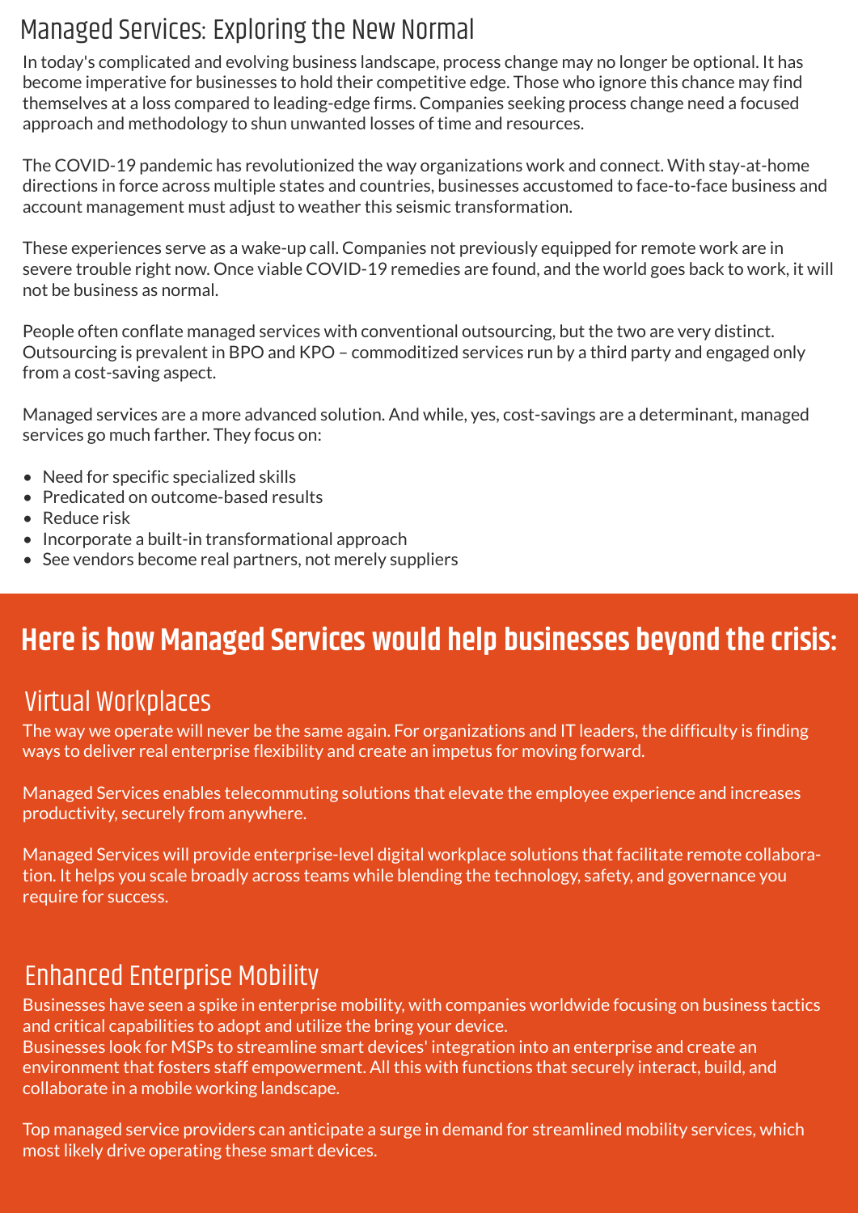# Managed Services: Exploring the New Normal

In today's complicated and evolving business landscape, process change may no longer be optional. It has become imperative for businesses to hold their competitive edge. Those who ignore this chance may find themselves at a loss compared to leading-edge firms. Companies seeking process change need a focused approach and methodology to shun unwanted losses of time and resources.

The COVID-19 pandemic has revolutionized the way organizations work and connect. With stay-at-home directions in force across multiple states and countries, businesses accustomed to face-to-face business and account management must adjust to weather this seismic transformation.

These experiences serve as a wake-up call. Companies not previously equipped for remote work are in severe trouble right now. Once viable COVID-19 remedies are found, and the world goes back to work, it will not be business as normal.

People often conflate managed services with conventional outsourcing, but the two are very distinct. Outsourcing is prevalent in BPO and KPO – commoditized services run by a third party and engaged only from a cost-saving aspect.

Managed services are a more advanced solution. And while, yes, cost-savings are a determinant, managed services go much farther. They focus on:

- Need for specific specialized skills
- Predicated on outcome-based results
- Reduce risk
- Incorporate a built-in transformational approach
- See vendors become real partners, not merely suppliers

## Here is how Managed Services would help businesses beyond the crisis:

### Virtual Workplaces

The way we operate will never be the same again. For organizations and IT leaders, the difficulty is finding ways to deliver real enterprise flexibility and create an impetus for moving forward.

Managed Services enables telecommuting solutions that elevate the employee experience and increases productivity, securely from anywhere.

Managed Services will provide enterprise-level digital workplace solutions that facilitate remote collaboration. It helps you scale broadly across teams while blending the technology, safety, and governance you require for success.

### Enhanced Enterprise Mobility

Businesses have seen a spike in enterprise mobility, with companies worldwide focusing on business tactics and critical capabilities to adopt and utilize the bring your device.
Businesses look for MSPs to streamline smart devices' integration into an enterprise and create an environment that fosters staff empowerment. All this with functions that securely interact, build, and collaborate in a mobile working landscape.

Top managed service providers can anticipate a surge in demand for streamlined mobility services, which most likely drive operating these smart devices.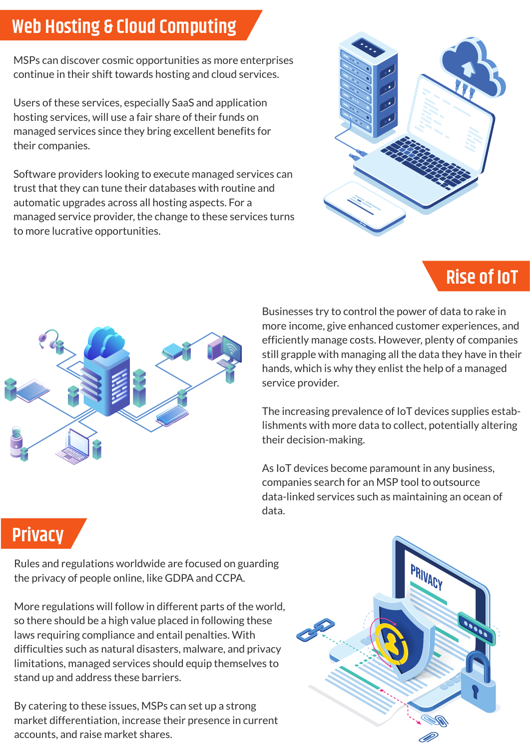## Web Hosting & Cloud Computing

MSPs can discover cosmic opportunities as more enterprises continue in their shift towards hosting and cloud services.

Users of these services, especially SaaS and application hosting services, will use a fair share of their funds on managed services since they bring excellent benefits for their companies.

Software providers looking to execute managed services can trust that they can tune their databases with routine and automatic upgrades across all hosting aspects. For a managed service provider, the change to these services turns to more lucrative opportunities.

## Rise of IoT

Businesses try to control the power of data to rake in more income, give enhanced customer experiences, and efficiently manage costs. However, plenty of companies still grapple with managing all the data they have in their hands, which is why they enlist the help of a managed service provider.

The increasing prevalence of IoT devices supplies establishments with more data to collect, potentially altering their decision-making.

As IoT devices become paramount in any business, companies search for an MSP tool to outsource data-linked services such as maintaining an ocean of data.

## Privacy

Rules and regulations worldwide are focused on guarding the privacy of people online, like GDPA and CCPA.

More regulations will follow in different parts of the world, so there should be a high value placed in following these laws requiring compliance and entail penalties. With difficulties such as natural disasters, malware, and privacy limitations, managed services should equip themselves to stand up and address these barriers.

By catering to these issues, MSPs can set up a strong market differentiation, increase their presence in current accounts, and raise market shares.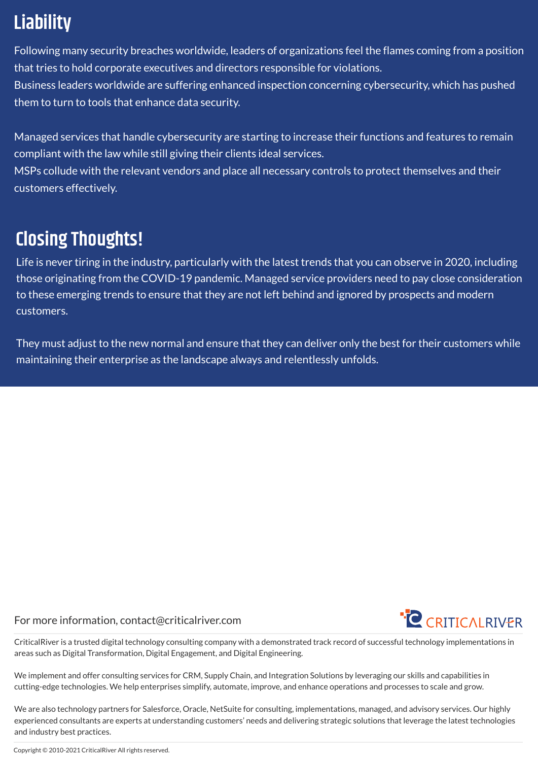## Liability

Following many security breaches worldwide, leaders of organizations feel the flames coming from a position that tries to hold corporate executives and directors responsible for violations.
Business leaders worldwide are suffering enhanced inspection concerning cybersecurity, which has pushed them to turn to tools that enhance data security.

Managed services that handle cybersecurity are starting to increase their functions and features to remain compliant with the law while still giving their clients ideal services.
MSPs collude with the relevant vendors and place all necessary controls to protect themselves and their customers effectively.

## Closing Thoughts!

Life is never tiring in the industry, particularly with the latest trends that you can observe in 2020, including those originating from the COVID-19 pandemic. Managed service providers need to pay close consideration to these emerging trends to ensure that they are not left behind and ignored by prospects and modern customers.

They must adjust to the new normal and ensure that they can deliver only the best for their customers while maintaining their enterprise as the landscape always and relentlessly unfolds.

For more information, contact@criticalriver.com

CRITICALRIVER

CriticalRiver is a trusted digital technology consulting company with a demonstrated track record of successful technology implementations in areas such as Digital Transformation, Digital Engagement, and Digital Engineering.

We implement and offer consulting services for CRM, Supply Chain, and Integration Solutions by leveraging our skills and capabilities in cutting-edge technologies. We help enterprises simplify, automate, improve, and enhance operations and processes to scale and grow.

We are also technology partners for Salesforce, Oracle, NetSuite for consulting, implementations, managed, and advisory services. Our highly experienced consultants are experts at understanding customers' needs and delivering strategic solutions that leverage the latest technologies and industry best practices.

Copyright © 2010-2021 CriticalRiver All rights reserved.